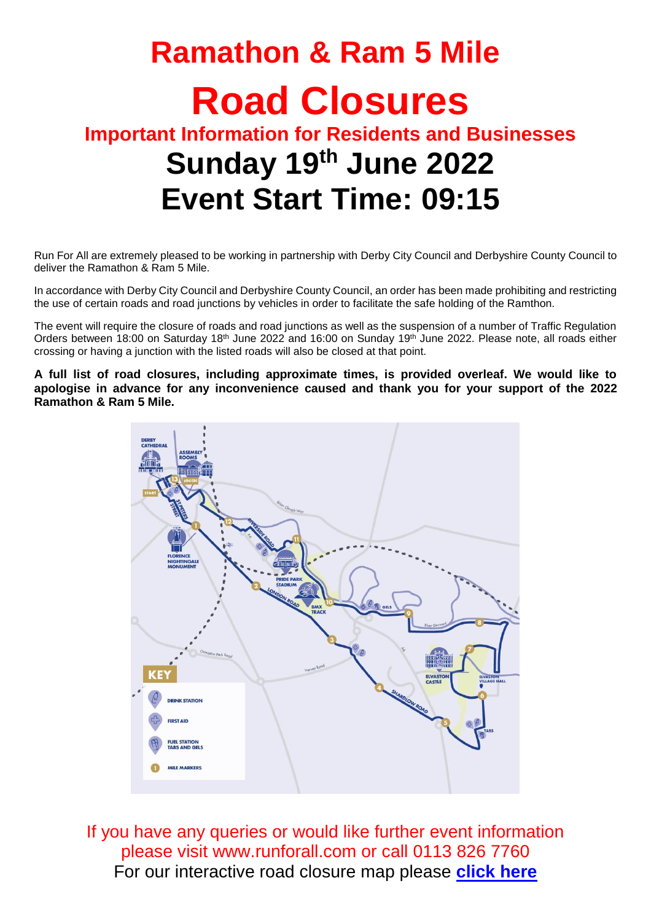# Ramathon & Ram 5 Mile

# Road Closures

## Important Information for Residents and Businesses

# Sunday 19th June 2022

# Event Start Time: 09:15

Run For All are extremely pleased to be working in partnership with Derby City Council and Derbyshire County Council to deliver the Ramathon & Ram 5 Mile.

In accordance with Derby City Council and Derbyshire County Council, an order has been made prohibiting and restricting the use of certain roads and road junctions by vehicles in order to facilitate the safe holding of the Ramthon.

The event will require the closure of roads and road junctions as well as the suspension of a number of Traffic Regulation Orders between 18:00 on Saturday 18th June 2022 and 16:00 on Sunday 19th June 2022. Please note, all roads either crossing or having a junction with the listed roads will also be closed at that point.

**A full list of road closures, including approximate times, is provided overleaf. We would like to apologise in advance for any inconvenience caused and thank you for your support of the 2022 Ramathon & Ram 5 Mile.**

If you have any queries or would like further event information please visit www.runforall.com or call 0113 826 7760

For our interactive road closure map please **click here**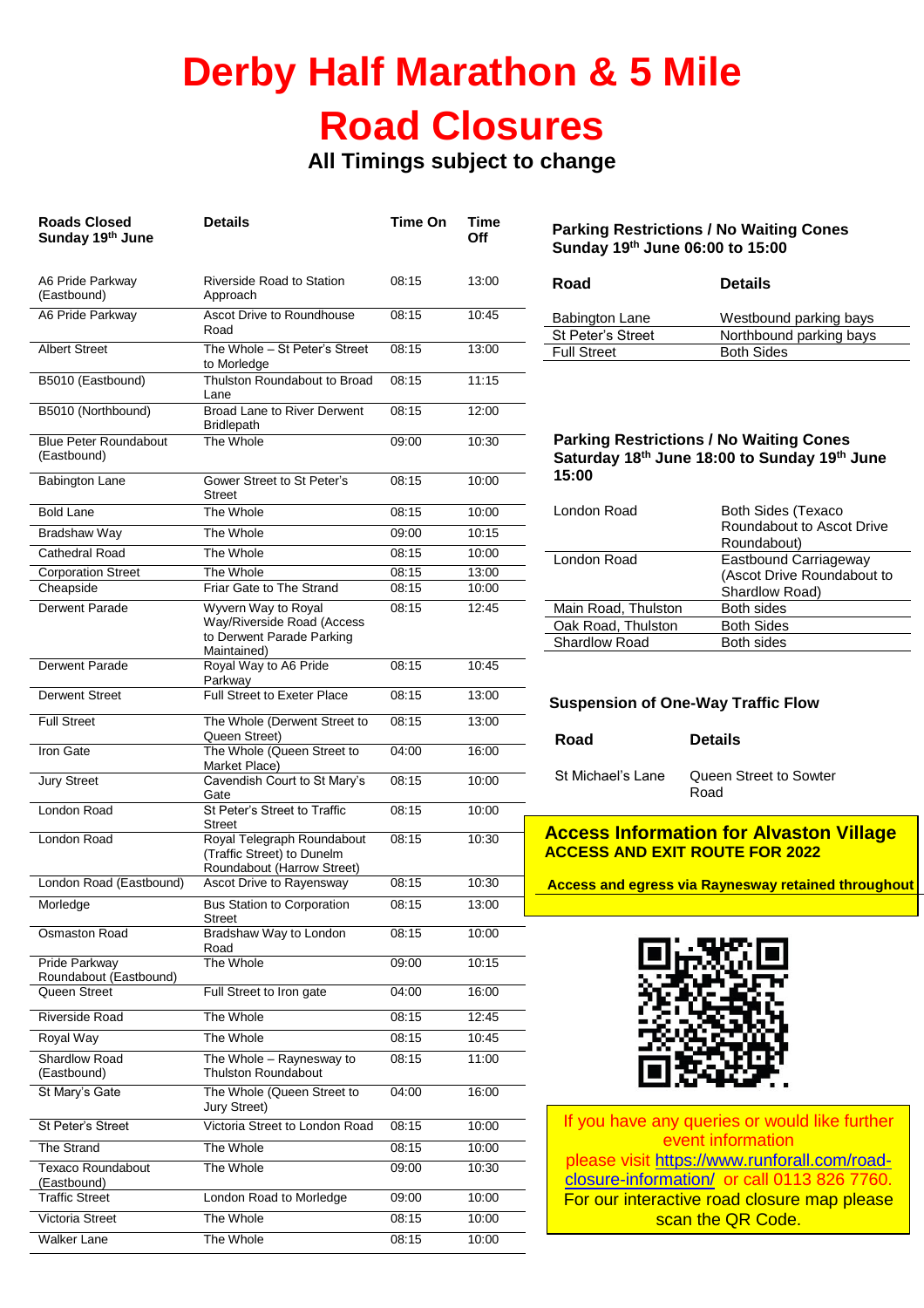# Derby Half Marathon & 5 Mile Road Closures

### All Timings subject to change

| Roads Closed Sunday 19th June | Details | Time On | Time Off |
|---|---|---|---|
| A6 Pride Parkway (Eastbound) | Riverside Road to Station Approach | 08:15 | 13:00 |
| A6 Pride Parkway | Ascot Drive to Roundhouse Road | 08:15 | 10:45 |
| Albert Street | The Whole – St Peter's Street to Morledge | 08:15 | 13:00 |
| B5010 (Eastbound) | Thulston Roundabout to Broad Lane | 08:15 | 11:15 |
| B5010 (Northbound) | Broad Lane to River Derwent Bridlepath | 08:15 | 12:00 |
| Blue Peter Roundabout (Eastbound) | The Whole | 09:00 | 10:30 |
| Babington Lane | Gower Street to St Peter's Street | 08:15 | 10:00 |
| Bold Lane | The Whole | 08:15 | 10:00 |
| Bradshaw Way | The Whole | 09:00 | 10:15 |
| Cathedral Road | The Whole | 08:15 | 10:00 |
| Corporation Street | The Whole | 08:15 | 13:00 |
| Cheapside | Friar Gate to The Strand | 08:15 | 10:00 |
| Derwent Parade | Wyvern Way to Royal Way/Riverside Road (Access to Derwent Parade Parking Maintained) | 08:15 | 12:45 |
| Derwent Parade | Royal Way to A6 Pride Parkway | 08:15 | 10:45 |
| Derwent Street | Full Street to Exeter Place | 08:15 | 13:00 |
| Full Street | The Whole (Derwent Street to Queen Street) | 08:15 | 13:00 |
| Iron Gate | The Whole (Queen Street to Market Place) | 04:00 | 16:00 |
| Jury Street | Cavendish Court to St Mary's Gate | 08:15 | 10:00 |
| London Road | St Peter's Street to Traffic Street | 08:15 | 10:00 |
| London Road | Royal Telegraph Roundabout (Traffic Street) to Dunelm Roundabout (Harrow Street) | 08:15 | 10:30 |
| London Road (Eastbound) | Ascot Drive to Rayensway | 08:15 | 10:30 |
| Morledge | Bus Station to Corporation Street | 08:15 | 13:00 |
| Osmaston Road | Bradshaw Way to London Road | 08:15 | 10:00 |
| Pride Parkway Roundabout (Eastbound) | The Whole | 09:00 | 10:15 |
| Queen Street | Full Street to Iron gate | 04:00 | 16:00 |
| Riverside Road | The Whole | 08:15 | 12:45 |
| Royal Way | The Whole | 08:15 | 10:45 |
| Shardlow Road (Eastbound) | The Whole – Raynesway to Thulston Roundabout | 08:15 | 11:00 |
| St Mary's Gate | The Whole (Queen Street to Jury Street) | 04:00 | 16:00 |
| St Peter's Street | Victoria Street to London Road | 08:15 | 10:00 |
| The Strand | The Whole | 08:15 | 10:00 |
| Texaco Roundabout (Eastbound) | The Whole | 09:00 | 10:30 |
| Traffic Street | London Road to Morledge | 09:00 | 10:00 |
| Victoria Street | The Whole | 08:15 | 10:00 |
| Walker Lane | The Whole | 08:15 | 10:00 |

### Parking Restrictions / No Waiting Cones Sunday 19th June 06:00 to 15:00

| Road | Details |
|---|---|
| Babington Lane | Westbound parking bays |
| St Peter's Street | Northbound parking bays |
| Full Street | Both Sides |

### Parking Restrictions / No Waiting Cones Saturday 18th June 18:00 to Sunday 19th June 15:00

| | |
|---|---|
| London Road | Both Sides (Texaco Roundabout to Ascot Drive Roundabout) |
| London Road | Eastbound Carriageway (Ascot Drive Roundabout to Shardlow Road) |
| Main Road, Thulston | Both sides |
| Oak Road, Thulston | Both Sides |
| Shardlow Road | Both sides |

### Suspension of One-Way Traffic Flow

| Road | Details |
|---|---|
| St Michael's Lane | Queen Street to Sowter Road |

## Access Information for Alvaston Village

**ACCESS AND EXIT ROUTE FOR 2022**

**Access and egress via Raynesway retained throughout**

If you have any queries or would like further event information please visit https://www.runforall.com/road-closure-information/ or call 0113 826 7760. For our interactive road closure map please scan the QR Code.